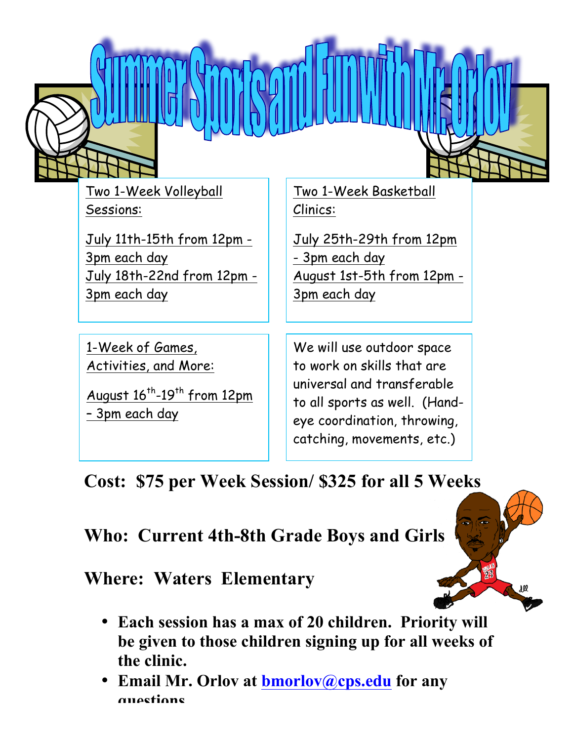# Summer Sports and Fun with Mr. Orlov

Two 1-Week Volleyball Sessions:

July 11th-15th from 12pm - 3pm each day
July 18th-22nd from 12pm - 3pm each day

Two 1-Week Basketball Clinics:

July 25th-29th from 12pm - 3pm each day
August 1st-5th from 12pm - 3pm each day

1-Week of Games, Activities, and More:

August 16th-19th from 12pm – 3pm each day

We will use outdoor space to work on skills that are universal and transferable to all sports as well. (Hand-eye coordination, throwing, catching, movements, etc.)

**Cost: $75 per Week Session/ $325 for all 5 Weeks**

**Who: Current 4th-8th Grade Boys and Girls**

**Where: Waters Elementary**

- **Each session has a max of 20 children. Priority will be given to those children signing up for all weeks of the clinic.**
- **Email Mr. Orlov at bmorlov@cps.edu for any questions**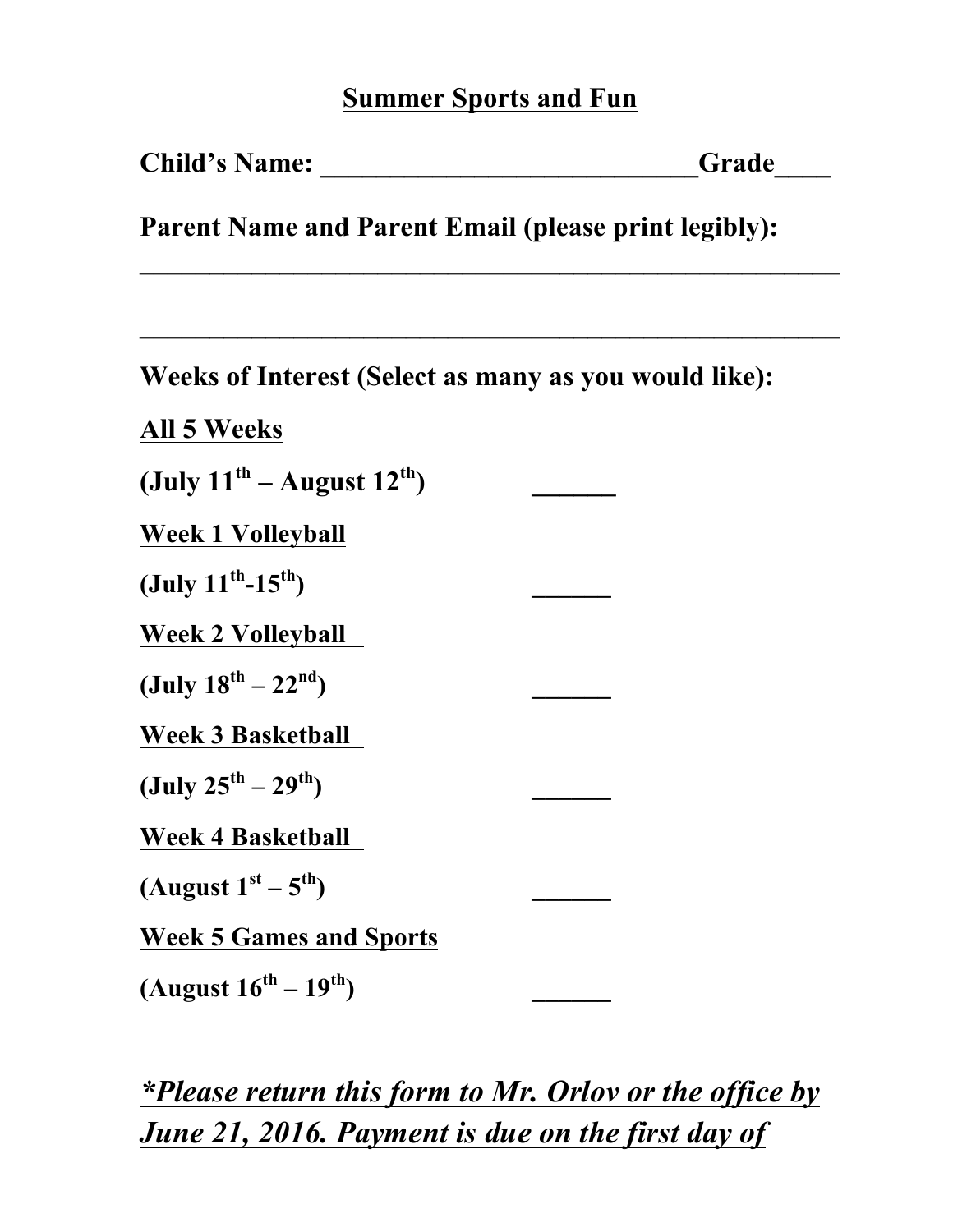Summary Sports and Fun

**Child's Name: ____________________________Grade____**

**Parent Name and Parent Email (please print legibly):**

**________________________________________________________**

**________________________________________________________**

**Weeks of Interest (Select as many as you would like):**

**All 5 Weeks**

**(July 11th – August 12th)** ______

**Week 1 Volleyball**

**(July 11th-15th)** ______

**Week 2 Volleyball**

**(July 18th – 22nd)** ______

**Week 3 Basketball**

**(July 25th – 29th)** ______

**Week 4 Basketball**

**(August 1st – 5th)** ______

**Week 5 Games and Sports**

**(August 16th – 19th)** ______

***Please return this form to Mr. Orlov or the office by June 21, 2016. Payment is due on the first day of***

# Summer Sports and Fun

**Child's Name: ____________________________Grade____**

**Parent Name and Parent Email (please print legibly):**

**________________________________________________________**

**________________________________________________________**

**Weeks of Interest (Select as many as you would like):**

**All 5 Weeks**

**(July 11th – August 12th)** ______

**Week 1 Volleyball**

**(July 11th-15th)** ______

**Week 2 Volleyball**

**(July 18th – 22nd)** ______

**Week 3 Basketball**

**(July 25th – 29th)** ______

**Week 4 Basketball**

**(August 1st – 5th)** ______

**Week 5 Games and Sports**

**(August 16th – 19th)** ______

***Please return this form to Mr. Orlov or the office by June 21, 2016. Payment is due on the first day of***